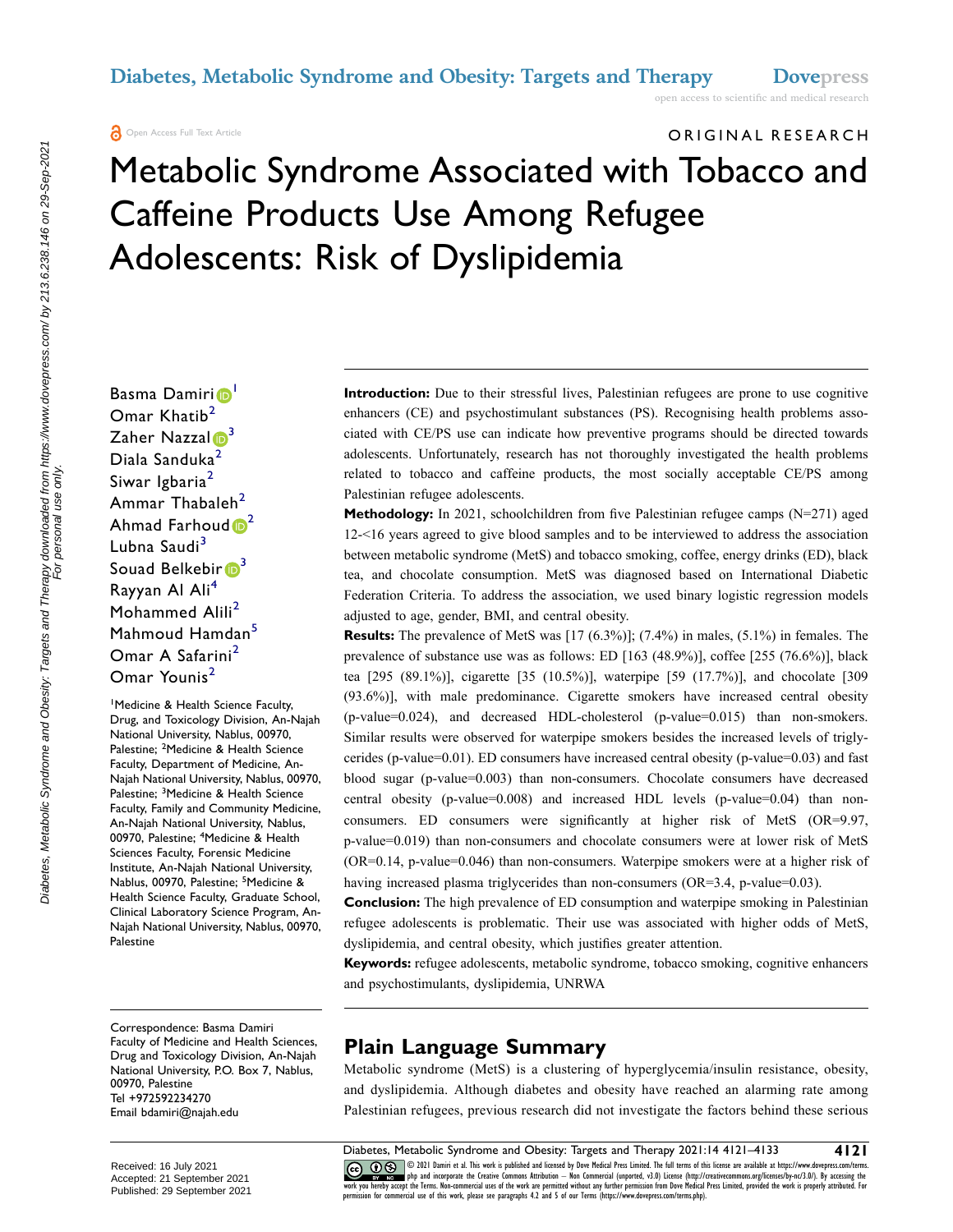Open Access Full Text Article

ORIGINAL RESEARCH

# Metabolic Syndrome Associated with Tobacco and Caffeine Products Use Among Refugee Adolescents: Risk of Dyslipidemia

Basma Damiri[1]
Omar Khatib[2]
Zaher Nazzal[3]
Diala Sanduka[2]
Siwar Igbaria[2]
Ammar Thabaleh[2]
Ahmad Farhoud[2]
Lubna Saudi[3]
Souad Belkebir[3]
Rayyan Al Ali[4]
Mohammed Alili[2]
Mahmoud Hamdan[5]
Omar A Safarini[2]
Omar Younis[2]

[1]Medicine & Health Science Faculty, Drug, and Toxicology Division, An-Najah National University, Nablus, 00970, Palestine; [2]Medicine & Health Science Faculty, Department of Medicine, An-Najah National University, Nablus, 00970, Palestine; [3]Medicine & Health Science Faculty, Family and Community Medicine, An-Najah National University, Nablus, 00970, Palestine; [4]Medicine & Health Sciences Faculty, Forensic Medicine Institute, An-Najah National University, Nablus, 00970, Palestine; [5]Medicine & Health Science Faculty, Graduate School, Clinical Laboratory Science Program, An-Najah National University, Nablus, 00970, Palestine

Correspondence: Basma Damiri
Faculty of Medicine and Health Sciences, Drug and Toxicology Division, An-Najah National University, P.O. Box 7, Nablus, 00970, Palestine
Tel +972592234270
Email bdamiri@najah.edu

**Introduction:** Due to their stressful lives, Palestinian refugees are prone to use cognitive enhancers (CE) and psychostimulant substances (PS). Recognising health problems associated with CE/PS use can indicate how preventive programs should be directed towards adolescents. Unfortunately, research has not thoroughly investigated the health problems related to tobacco and caffeine products, the most socially acceptable CE/PS among Palestinian refugee adolescents.

**Methodology:** In 2021, schoolchildren from five Palestinian refugee camps (N=271) aged 12-<16 years agreed to give blood samples and to be interviewed to address the association between metabolic syndrome (MetS) and tobacco smoking, coffee, energy drinks (ED), black tea, and chocolate consumption. MetS was diagnosed based on International Diabetic Federation Criteria. To address the association, we used binary logistic regression models adjusted to age, gender, BMI, and central obesity.

**Results:** The prevalence of MetS was [17 (6.3%)]; (7.4%) in males, (5.1%) in females. The prevalence of substance use was as follows: ED [163 (48.9%)], coffee [255 (76.6%)], black tea [295 (89.1%)], cigarette [35 (10.5%)], waterpipe [59 (17.7%)], and chocolate [309 (93.6%)], with male predominance. Cigarette smokers have increased central obesity (p-value=0.024), and decreased HDL-cholesterol (p-value=0.015) than non-smokers. Similar results were observed for waterpipe smokers besides the increased levels of triglycerides (p-value=0.01). ED consumers have increased central obesity (p-value=0.03) and fast blood sugar (p-value=0.003) than non-consumers. Chocolate consumers have decreased central obesity (p-value=0.008) and increased HDL levels (p-value=0.04) than non-consumers. ED consumers were significantly at higher risk of MetS (OR=9.97, p-value=0.019) than non-consumers and chocolate consumers were at lower risk of MetS (OR=0.14, p-value=0.046) than non-consumers. Waterpipe smokers were at a higher risk of having increased plasma triglycerides than non-consumers (OR=3.4, p-value=0.03).

**Conclusion:** The high prevalence of ED consumption and waterpipe smoking in Palestinian refugee adolescents is problematic. Their use was associated with higher odds of MetS, dyslipidemia, and central obesity, which justifies greater attention.

**Keywords:** refugee adolescents, metabolic syndrome, tobacco smoking, cognitive enhancers and psychostimulants, dyslipidemia, UNRWA

## Plain Language Summary

Metabolic syndrome (MetS) is a clustering of hyperglycemia/insulin resistance, obesity, and dyslipidemia. Although diabetes and obesity have reached an alarming rate among Palestinian refugees, previous research did not investigate the factors behind these serious

Received: 16 July 2021
Accepted: 21 September 2021
Published: 29 September 2021

© 2021 Damiri et al. This work is published and licensed by Dove Medical Press Limited. The full terms of this license are available at https://www.dovepress.com/terms.php and incorporate the Creative Commons Attribution – Non Commercial (unported, v3.0) License (http://creativecommons.org/licenses/by-nc/3.0/). By accessing the work you hereby accept the Terms. Non-commercial uses of the work are permitted without any further permission from Dove Medical Press Limited, provided the work is properly attributed. For permission for commercial use of this work, please see paragraphs 4.2 and 5 of our Terms (https://www.dovepress.com/terms.php).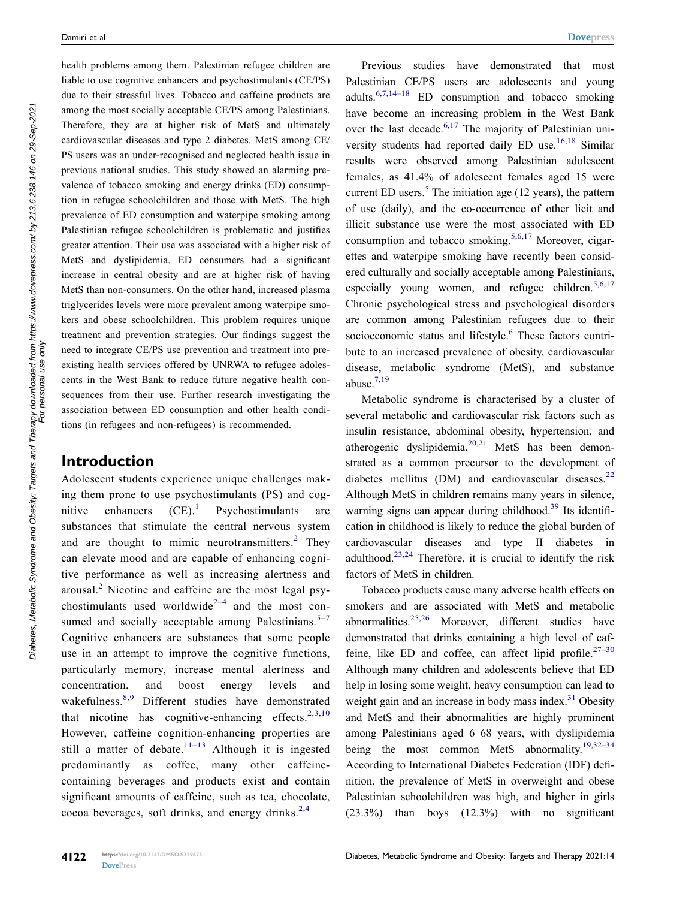health problems among them. Palestinian refugee children are liable to use cognitive enhancers and psychostimulants (CE/PS) due to their stressful lives. Tobacco and caffeine products are among the most socially acceptable CE/PS among Palestinians. Therefore, they are at higher risk of MetS and ultimately cardiovascular diseases and type 2 diabetes. MetS among CE/PS users was an under-recognised and neglected health issue in previous national studies. This study showed an alarming prevalence of tobacco smoking and energy drinks (ED) consumption in refugee schoolchildren and those with MetS. The high prevalence of ED consumption and waterpipe smoking among Palestinian refugee schoolchildren is problematic and justifies greater attention. Their use was associated with a higher risk of MetS and dyslipidemia. ED consumers had a significant increase in central obesity and are at higher risk of having MetS than non-consumers. On the other hand, increased plasma triglycerides levels were more prevalent among waterpipe smokers and obese schoolchildren. This problem requires unique treatment and prevention strategies. Our findings suggest the need to integrate CE/PS use prevention and treatment into preexisting health services offered by UNRWA to refugee adolescents in the West Bank to reduce future negative health consequences from their use. Further research investigating the association between ED consumption and other health conditions (in refugees and non-refugees) is recommended.

## Introduction

Adolescent students experience unique challenges making them prone to use psychostimulants (PS) and cognitive enhancers (CE).[1] Psychostimulants are substances that stimulate the central nervous system and are thought to mimic neurotransmitters.[2] They can elevate mood and are capable of enhancing cognitive performance as well as increasing alertness and arousal.[2] Nicotine and caffeine are the most legal psychostimulants used worldwide[2–4] and the most consumed and socially acceptable among Palestinians.[5–7] Cognitive enhancers are substances that some people use in an attempt to improve the cognitive functions, particularly memory, increase mental alertness and concentration, and boost energy levels and wakefulness.[8,9] Different studies have demonstrated that nicotine has cognitive-enhancing effects.[2,3,10] However, caffeine cognition-enhancing properties are still a matter of debate.[11–13] Although it is ingested predominantly as coffee, many other caffeine-containing beverages and products exist and contain significant amounts of caffeine, such as tea, chocolate, cocoa beverages, soft drinks, and energy drinks.[2,4]

Previous studies have demonstrated that most Palestinian CE/PS users are adolescents and young adults.[6,7,14–18] ED consumption and tobacco smoking have become an increasing problem in the West Bank over the last decade.[6,17] The majority of Palestinian university students had reported daily ED use.[16,18] Similar results were observed among Palestinian adolescent females, as 41.4% of adolescent females aged 15 were current ED users.[5] The initiation age (12 years), the pattern of use (daily), and the co-occurrence of other licit and illicit substance use were the most associated with ED consumption and tobacco smoking.[5,6,17] Moreover, cigarettes and waterpipe smoking have recently been considered culturally and socially acceptable among Palestinians, especially young women, and refugee children.[5,6,17] Chronic psychological stress and psychological disorders are common among Palestinian refugees due to their socioeconomic status and lifestyle.[6] These factors contribute to an increased prevalence of obesity, cardiovascular disease, metabolic syndrome (MetS), and substance abuse.[7,19]

Metabolic syndrome is characterised by a cluster of several metabolic and cardiovascular risk factors such as insulin resistance, abdominal obesity, hypertension, and atherogenic dyslipidemia.[20,21] MetS has been demonstrated as a common precursor to the development of diabetes mellitus (DM) and cardiovascular diseases.[22] Although MetS in children remains many years in silence, warning signs can appear during childhood.[39] Its identification in childhood is likely to reduce the global burden of cardiovascular diseases and type II diabetes in adulthood.[23,24] Therefore, it is crucial to identify the risk factors of MetS in children.

Tobacco products cause many adverse health effects on smokers and are associated with MetS and metabolic abnormalities.[25,26] Moreover, different studies have demonstrated that drinks containing a high level of caffeine, like ED and coffee, can affect lipid profile.[27–30] Although many children and adolescents believe that ED help in losing some weight, heavy consumption can lead to weight gain and an increase in body mass index.[31] Obesity and MetS and their abnormalities are highly prominent among Palestinians aged 6–68 years, with dyslipidemia being the most common MetS abnormality.[19,32–34] According to International Diabetes Federation (IDF) definition, the prevalence of MetS in overweight and obese Palestinian schoolchildren was high, and higher in girls (23.3%) than boys (12.3%) with no significant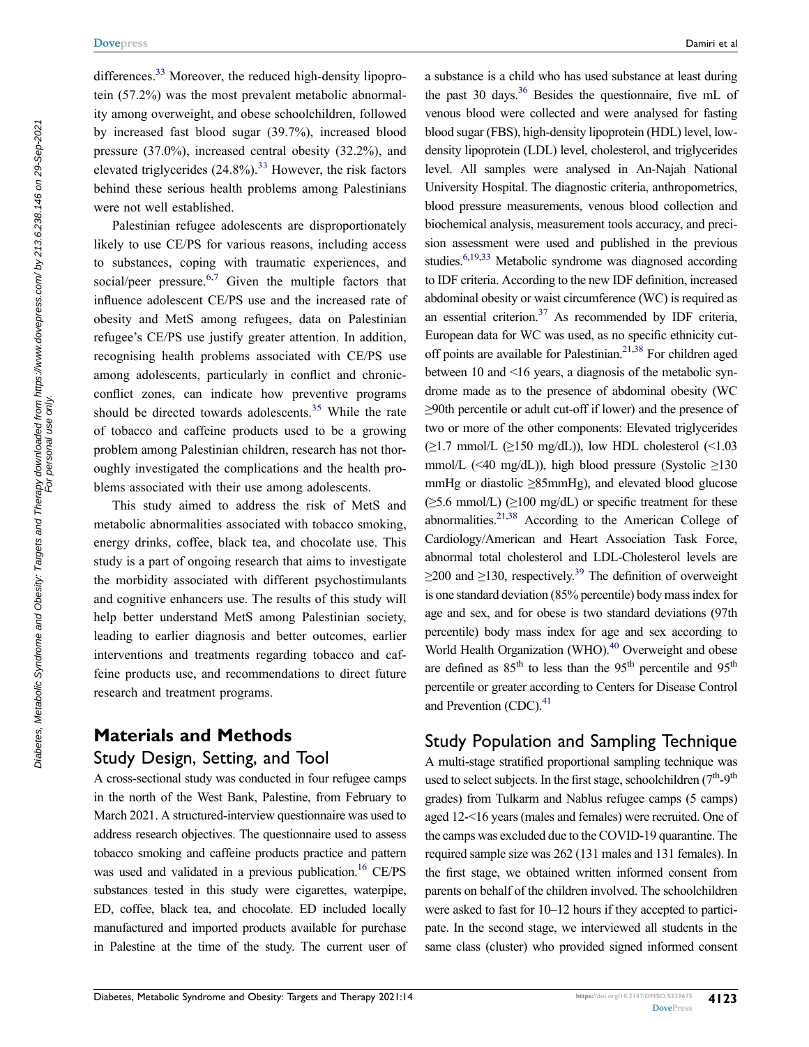differences.[33] Moreover, the reduced high-density lipoprotein (57.2%) was the most prevalent metabolic abnormality among overweight, and obese schoolchildren, followed by increased fast blood sugar (39.7%), increased blood pressure (37.0%), increased central obesity (32.2%), and elevated triglycerides (24.8%).[33] However, the risk factors behind these serious health problems among Palestinians were not well established.

Palestinian refugee adolescents are disproportionately likely to use CE/PS for various reasons, including access to substances, coping with traumatic experiences, and social/peer pressure.[6,7] Given the multiple factors that influence adolescent CE/PS use and the increased rate of obesity and MetS among refugees, data on Palestinian refugee's CE/PS use justify greater attention. In addition, recognising health problems associated with CE/PS use among adolescents, particularly in conflict and chronic-conflict zones, can indicate how preventive programs should be directed towards adolescents.[35] While the rate of tobacco and caffeine products used to be a growing problem among Palestinian children, research has not thoroughly investigated the complications and the health problems associated with their use among adolescents.

This study aimed to address the risk of MetS and metabolic abnormalities associated with tobacco smoking, energy drinks, coffee, black tea, and chocolate use. This study is a part of ongoing research that aims to investigate the morbidity associated with different psychostimulants and cognitive enhancers use. The results of this study will help better understand MetS among Palestinian society, leading to earlier diagnosis and better outcomes, earlier interventions and treatments regarding tobacco and caffeine products use, and recommendations to direct future research and treatment programs.

# Materials and Methods

## Study Design, Setting, and Tool

A cross-sectional study was conducted in four refugee camps in the north of the West Bank, Palestine, from February to March 2021. A structured-interview questionnaire was used to address research objectives. The questionnaire used to assess tobacco smoking and caffeine products practice and pattern was used and validated in a previous publication.[16] CE/PS substances tested in this study were cigarettes, waterpipe, ED, coffee, black tea, and chocolate. ED included locally manufactured and imported products available for purchase in Palestine at the time of the study. The current user of a substance is a child who has used substance at least during the past 30 days.[36] Besides the questionnaire, five mL of venous blood were collected and were analysed for fasting blood sugar (FBS), high-density lipoprotein (HDL) level, low-density lipoprotein (LDL) level, cholesterol, and triglycerides level. All samples were analysed in An-Najah National University Hospital. The diagnostic criteria, anthropometrics, blood pressure measurements, venous blood collection and biochemical analysis, measurement tools accuracy, and precision assessment were used and published in the previous studies.[6,19,33] Metabolic syndrome was diagnosed according to IDF criteria. According to the new IDF definition, increased abdominal obesity or waist circumference (WC) is required as an essential criterion.[37] As recommended by IDF criteria, European data for WC was used, as no specific ethnicity cut-off points are available for Palestinian.[21,38] For children aged between 10 and <16 years, a diagnosis of the metabolic syndrome made as to the presence of abdominal obesity (WC ≥90th percentile or adult cut-off if lower) and the presence of two or more of the other components: Elevated triglycerides (≥1.7 mmol/L (≥150 mg/dL)), low HDL cholesterol (<1.03 mmol/L (<40 mg/dL)), high blood pressure (Systolic ≥130 mmHg or diastolic ≥85mmHg), and elevated blood glucose (≥5.6 mmol/L) (≥100 mg/dL) or specific treatment for these abnormalities.[21,38] According to the American College of Cardiology/American and Heart Association Task Force, abnormal total cholesterol and LDL-Cholesterol levels are ≥200 and ≥130, respectively.[39] The definition of overweight is one standard deviation (85% percentile) body mass index for age and sex, and for obese is two standard deviations (97th percentile) body mass index for age and sex according to World Health Organization (WHO).[40] Overweight and obese are defined as $85^{th}$ to less than the $95^{th}$ percentile and $95^{th}$ percentile or greater according to Centers for Disease Control and Prevention (CDC).[41]

## Study Population and Sampling Technique

A multi-stage stratified proportional sampling technique was used to select subjects. In the first stage, schoolchildren ($7^{th}$-$9^{th}$ grades) from Tulkarm and Nablus refugee camps (5 camps) aged 12-<16 years (males and females) were recruited. One of the camps was excluded due to the COVID-19 quarantine. The required sample size was 262 (131 males and 131 females). In the first stage, we obtained written informed consent from parents on behalf of the children involved. The schoolchildren were asked to fast for 10–12 hours if they accepted to participate. In the second stage, we interviewed all students in the same class (cluster) who provided signed informed consent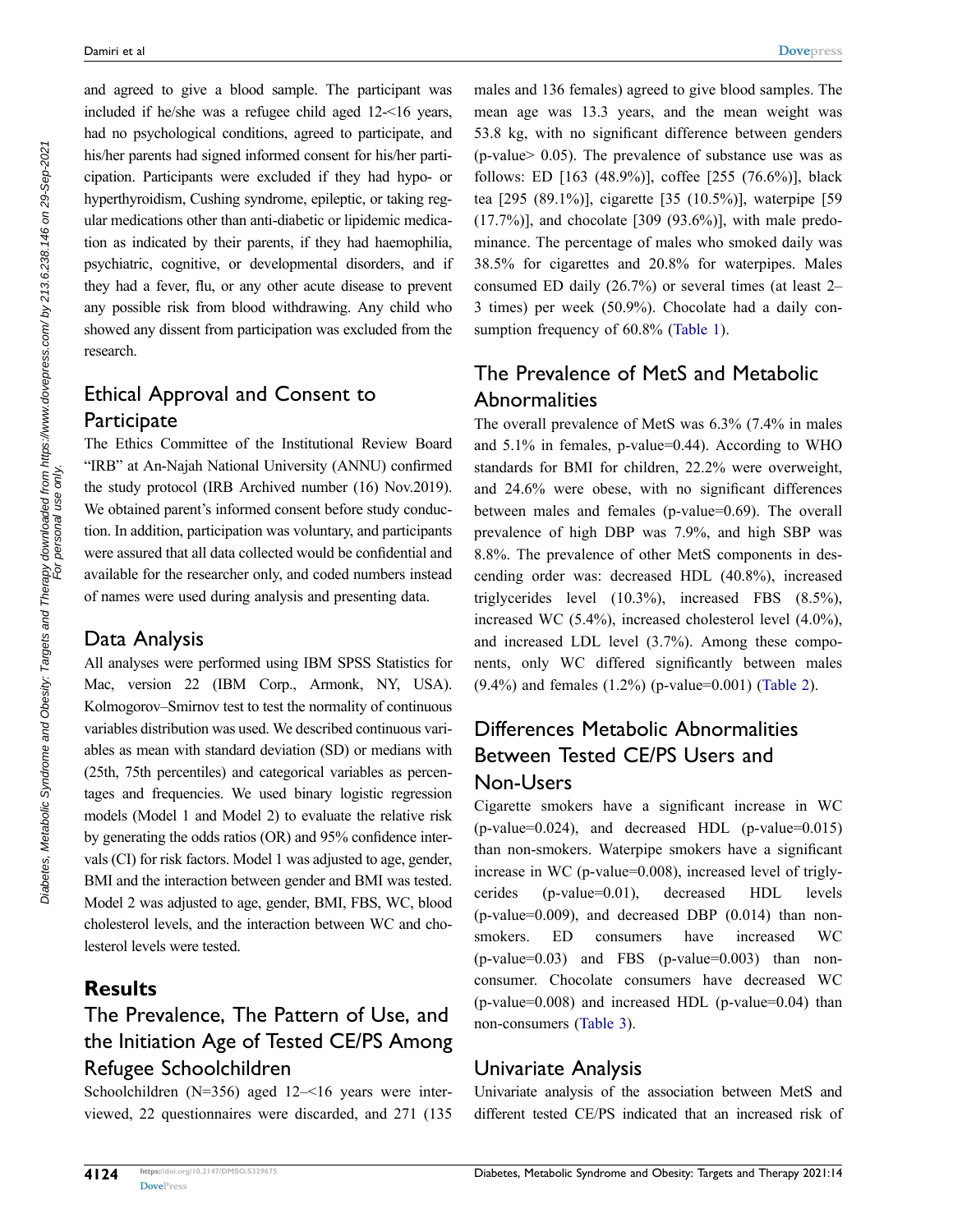and agreed to give a blood sample. The participant was included if he/she was a refugee child aged 12-<16 years, had no psychological conditions, agreed to participate, and his/her parents had signed informed consent for his/her participation. Participants were excluded if they had hypo- or hyperthyroidism, Cushing syndrome, epileptic, or taking regular medications other than anti-diabetic or lipidemic medication as indicated by their parents, if they had haemophilia, psychiatric, cognitive, or developmental disorders, and if they had a fever, flu, or any other acute disease to prevent any possible risk from blood withdrawing. Any child who showed any dissent from participation was excluded from the research.

## Ethical Approval and Consent to Participate

The Ethics Committee of the Institutional Review Board "IRB" at An-Najah National University (ANNU) confirmed the study protocol (IRB Archived number (16) Nov.2019). We obtained parent's informed consent before study conduction. In addition, participation was voluntary, and participants were assured that all data collected would be confidential and available for the researcher only, and coded numbers instead of names were used during analysis and presenting data.

## Data Analysis

All analyses were performed using IBM SPSS Statistics for Mac, version 22 (IBM Corp., Armonk, NY, USA). Kolmogorov–Smirnov test to test the normality of continuous variables distribution was used. We described continuous variables as mean with standard deviation (SD) or medians with (25th, 75th percentiles) and categorical variables as percentages and frequencies. We used binary logistic regression models (Model 1 and Model 2) to evaluate the relative risk by generating the odds ratios (OR) and 95% confidence intervals (CI) for risk factors. Model 1 was adjusted to age, gender, BMI and the interaction between gender and BMI was tested. Model 2 was adjusted to age, gender, BMI, FBS, WC, blood cholesterol levels, and the interaction between WC and cholesterol levels were tested.

# Results

## The Prevalence, The Pattern of Use, and the Initiation Age of Tested CE/PS Among Refugee Schoolchildren

Schoolchildren (N=356) aged 12–<16 years were interviewed, 22 questionnaires were discarded, and 271 (135 males and 136 females) agreed to give blood samples. The mean age was 13.3 years, and the mean weight was 53.8 kg, with no significant difference between genders (p-value> 0.05). The prevalence of substance use was as follows: ED [163 (48.9%)], coffee [255 (76.6%)], black tea [295 (89.1%)], cigarette [35 (10.5%)], waterpipe [59 (17.7%)], and chocolate [309 (93.6%)], with male predominance. The percentage of males who smoked daily was 38.5% for cigarettes and 20.8% for waterpipes. Males consumed ED daily (26.7%) or several times (at least 2–3 times) per week (50.9%). Chocolate had a daily consumption frequency of 60.8% (Table 1).

## The Prevalence of MetS and Metabolic Abnormalities

The overall prevalence of MetS was 6.3% (7.4% in males and 5.1% in females, p-value=0.44). According to WHO standards for BMI for children, 22.2% were overweight, and 24.6% were obese, with no significant differences between males and females (p-value=0.69). The overall prevalence of high DBP was 7.9%, and high SBP was 8.8%. The prevalence of other MetS components in descending order was: decreased HDL (40.8%), increased triglycerides level (10.3%), increased FBS (8.5%), increased WC (5.4%), increased cholesterol level (4.0%), and increased LDL level (3.7%). Among these components, only WC differed significantly between males (9.4%) and females (1.2%) (p-value=0.001) (Table 2).

## Differences Metabolic Abnormalities Between Tested CE/PS Users and Non-Users

Cigarette smokers have a significant increase in WC (p-value=0.024), and decreased HDL (p-value=0.015) than non-smokers. Waterpipe smokers have a significant increase in WC (p-value=0.008), increased level of triglycerides (p-value=0.01), decreased HDL levels (p-value=0.009), and decreased DBP (0.014) than non-smokers. ED consumers have increased WC (p-value=0.03) and FBS (p-value=0.003) than non-consumer. Chocolate consumers have decreased WC (p-value=0.008) and increased HDL (p-value=0.04) than non-consumers (Table 3).

## Univariate Analysis

Univariate analysis of the association between MetS and different tested CE/PS indicated that an increased risk of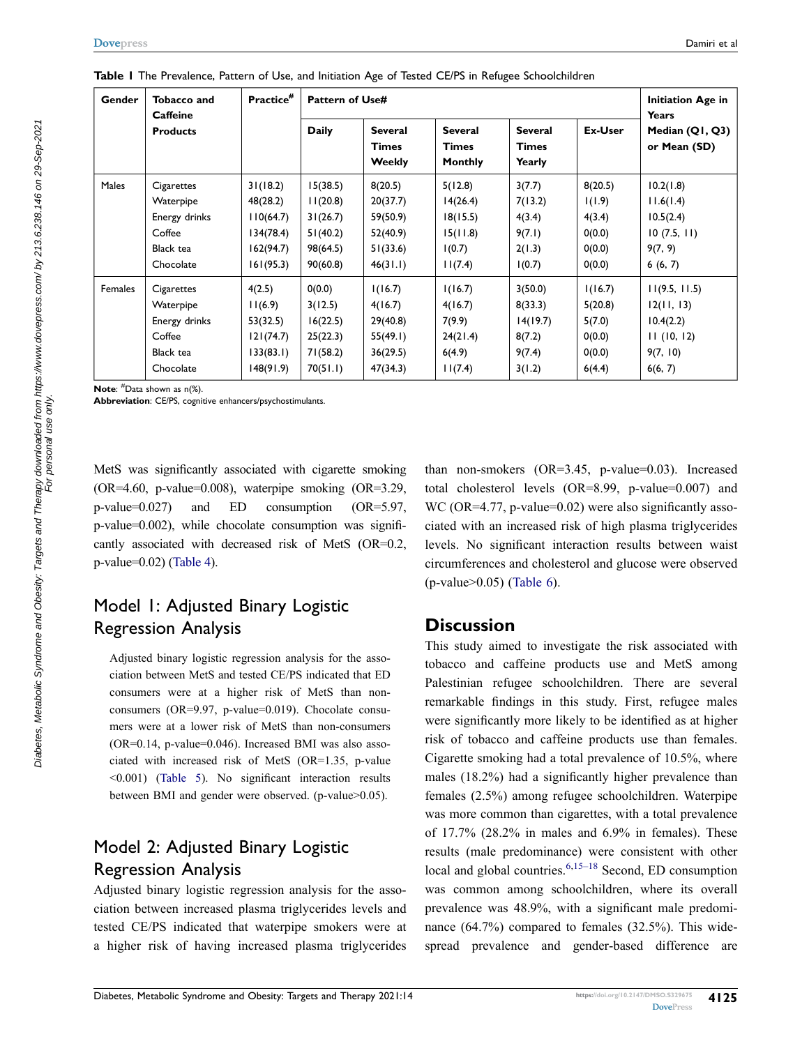**Table 1** The Prevalence, Pattern of Use, and Initiation Age of Tested CE/PS in Refugee Schoolchildren

| Gender | Tobacco and Caffeine Products | Practice[#] | Pattern of Use# | | | | | Initiation Age in Years |
|---|---|---|---|---|---|---|---|---|
| | | | Daily | Several Times Weekly | Several Times Monthly | Several Times Yearly | Ex-User | Median (Q1, Q3) or Mean (SD) |
| Males | Cigarettes | 31(18.2) | 15(38.5) | 8(20.5) | 5(12.8) | 3(7.7) | 8(20.5) | 10.2(1.8) |
| | Waterpipe | 48(28.2) | 11(20.8) | 20(37.7) | 14(26.4) | 7(13.2) | 1(1.9) | 11.6(1.4) |
| | Energy drinks | 110(64.7) | 31(26.7) | 59(50.9) | 18(15.5) | 4(3.4) | 4(3.4) | 10.5(2.4) |
| | Coffee | 134(78.4) | 51(40.2) | 52(40.9) | 15(11.8) | 9(7.1) | 0(0.0) | 10 (7.5, 11) |
| | Black tea | 162(94.7) | 98(64.5) | 51(33.6) | 1(0.7) | 2(1.3) | 0(0.0) | 9(7, 9) |
| | Chocolate | 161(95.3) | 90(60.8) | 46(31.1) | 11(7.4) | 1(0.7) | 0(0.0) | 6 (6, 7) |
| Females | Cigarettes | 4(2.5) | 0(0.0) | 1(16.7) | 1(16.7) | 3(50.0) | 1(16.7) | 11(9.5, 11.5) |
| | Waterpipe | 11(6.9) | 3(12.5) | 4(16.7) | 4(16.7) | 8(33.3) | 5(20.8) | 12(11, 13) |
| | Energy drinks | 53(32.5) | 16(22.5) | 29(40.8) | 7(9.9) | 14(19.7) | 5(7.0) | 10.4(2.2) |
| | Coffee | 121(74.7) | 25(22.3) | 55(49.1) | 24(21.4) | 8(7.2) | 0(0.0) | 11 (10, 12) |
| | Black tea | 133(83.1) | 71(58.2) | 36(29.5) | 6(4.9) | 9(7.4) | 0(0.0) | 9(7, 10) |
| | Chocolate | 148(91.9) | 70(51.1) | 47(34.3) | 11(7.4) | 3(1.2) | 6(4.4) | 6(6, 7) |

**Note**: [#]Data shown as n(%).
**Abbreviation**: CE/PS, cognitive enhancers/psychostimulants.

MetS was significantly associated with cigarette smoking (OR=4.60, p-value=0.008), waterpipe smoking (OR=3.29, p-value=0.027) and ED consumption (OR=5.97, p-value=0.002), while chocolate consumption was significantly associated with decreased risk of MetS (OR=0.2, p-value=0.02) (Table 4).

## Model 1: Adjusted Binary Logistic Regression Analysis

Adjusted binary logistic regression analysis for the association between MetS and tested CE/PS indicated that ED consumers were at a higher risk of MetS than non-consumers (OR=9.97, p-value=0.019). Chocolate consumers were at a lower risk of MetS than non-consumers (OR=0.14, p-value=0.046). Increased BMI was also associated with increased risk of MetS (OR=1.35, p-value <0.001) (Table 5). No significant interaction results between BMI and gender were observed. (p-value>0.05).

## Model 2: Adjusted Binary Logistic Regression Analysis

Adjusted binary logistic regression analysis for the association between increased plasma triglycerides levels and tested CE/PS indicated that waterpipe smokers were at a higher risk of having increased plasma triglycerides than non-smokers (OR=3.45, p-value=0.03). Increased total cholesterol levels (OR=8.99, p-value=0.007) and WC (OR=4.77, p-value=0.02) were also significantly associated with an increased risk of high plasma triglycerides levels. No significant interaction results between waist circumferences and cholesterol and glucose were observed (p-value>0.05) (Table 6).

## Discussion

This study aimed to investigate the risk associated with tobacco and caffeine products use and MetS among Palestinian refugee schoolchildren. There are several remarkable findings in this study. First, refugee males were significantly more likely to be identified as at higher risk of tobacco and caffeine products use than females. Cigarette smoking had a total prevalence of 10.5%, where males (18.2%) had a significantly higher prevalence than females (2.5%) among refugee schoolchildren. Waterpipe was more common than cigarettes, with a total prevalence of 17.7% (28.2% in males and 6.9% in females). These results (male predominance) were consistent with other local and global countries.[6,15–18] Second, ED consumption was common among schoolchildren, where its overall prevalence was 48.9%, with a significant male predominance (64.7%) compared to females (32.5%). This widespread prevalence and gender-based difference are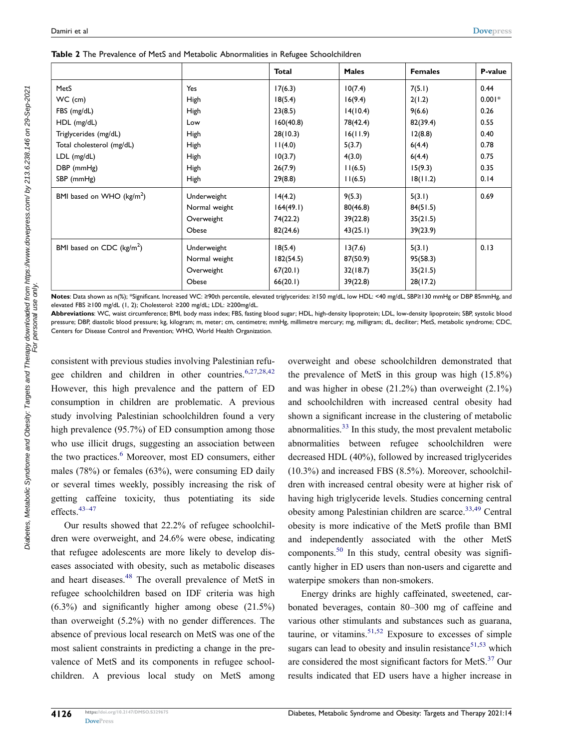**Table 2** The Prevalence of MetS and Metabolic Abnormalities in Refugee Schoolchildren

| | | Total | Males | Females | P-value |
|---|---|---|---|---|---|
| MetS | Yes | 17(6.3) | 10(7.4) | 7(5.1) | 0.44 |
| WC (cm) | High | 18(5.4) | 16(9.4) | 2(1.2) | 0.001* |
| FBS (mg/dL) | High | 23(8.5) | 14(10.4) | 9(6.6) | 0.26 |
| HDL (mg/dL) | Low | 160(40.8) | 78(42.4) | 82(39.4) | 0.55 |
| Triglycerides (mg/dL) | High | 28(10.3) | 16(11.9) | 12(8.8) | 0.40 |
| Total cholesterol (mg/dL) | High | 11(4.0) | 5(3.7) | 6(4.4) | 0.78 |
| LDL (mg/dL) | High | 10(3.7) | 4(3.0) | 6(4.4) | 0.75 |
| DBP (mmHg) | High | 26(7.9) | 11(6.5) | 15(9.3) | 0.35 |
| SBP (mmHg) | High | 29(8.8) | 11(6.5) | 18(11.2) | 0.14 |
| BMI based on WHO (kg/m$^2$) | Underweight | 14(4.2) | 9(5.3) | 5(3.1) | 0.69 |
| | Normal weight | 164(49.1) | 80(46.8) | 84(51.5) | |
| | Overweight | 74(22.2) | 39(22.8) | 35(21.5) | |
| | Obese | 82(24.6) | 43(25.1) | 39(23.9) | |
| BMI based on CDC (kg/m$^2$) | Underweight | 18(5.4) | 13(7.6) | 5(3.1) | 0.13 |
| | Normal weight | 182(54.5) | 87(50.9) | 95(58.3) | |
| | Overweight | 67(20.1) | 32(18.7) | 35(21.5) | |
| | Obese | 66(20.1) | 39(22.8) | 28(17.2) | |

**Notes**: Data shown as n(%); *Significant. Increased WC: ≥90th percentile, elevated triglycerides: ≥150 mg/dL, low HDL: <40 mg/dL, SBP≥130 mmHg or DBP 85mmHg, and elevated FBS ≥100 mg/dL (1, 2); Cholesterol: ≥200 mg/dL; LDL: ≥200mg/dL.

**Abbreviations**: WC, waist circumference; BMI, body mass index; FBS, fasting blood sugar; HDL, high-density lipoprotein; LDL, low-density lipoprotein; SBP, systolic blood pressure; DBP, diastolic blood pressure; kg, kilogram; m, meter; cm, centimetre; mmHg, millimetre mercury; mg, milligram; dL, deciliter; MetS, metabolic syndrome; CDC, Centers for Disease Control and Prevention; WHO, World Health Organization.

consistent with previous studies involving Palestinian refugee children and children in other countries.[6,27,28,42] However, this high prevalence and the pattern of ED consumption in children are problematic. A previous study involving Palestinian schoolchildren found a very high prevalence (95.7%) of ED consumption among those who use illicit drugs, suggesting an association between the two practices.[6] Moreover, most ED consumers, either males (78%) or females (63%), were consuming ED daily or several times weekly, possibly increasing the risk of getting caffeine toxicity, thus potentiating its side effects.[43–47]

Our results showed that 22.2% of refugee schoolchildren were overweight, and 24.6% were obese, indicating that refugee adolescents are more likely to develop diseases associated with obesity, such as metabolic diseases and heart diseases.[48] The overall prevalence of MetS in refugee schoolchildren based on IDF criteria was high (6.3%) and significantly higher among obese (21.5%) than overweight (5.2%) with no gender differences. The absence of previous local research on MetS was one of the most salient constraints in predicting a change in the prevalence of MetS and its components in refugee schoolchildren. A previous local study on MetS among overweight and obese schoolchildren demonstrated that the prevalence of MetS in this group was high (15.8%) and was higher in obese (21.2%) than overweight (2.1%) and schoolchildren with increased central obesity had shown a significant increase in the clustering of metabolic abnormalities.[33] In this study, the most prevalent metabolic abnormalities between refugee schoolchildren were decreased HDL (40%), followed by increased triglycerides (10.3%) and increased FBS (8.5%). Moreover, schoolchildren with increased central obesity were at higher risk of having high triglyceride levels. Studies concerning central obesity among Palestinian children are scarce.[33,49] Central obesity is more indicative of the MetS profile than BMI and independently associated with the other MetS components.[50] In this study, central obesity was significantly higher in ED users than non-users and cigarette and waterpipe smokers than non-smokers.

Energy drinks are highly caffeinated, sweetened, carbonated beverages, contain 80–300 mg of caffeine and various other stimulants and substances such as guarana, taurine, or vitamins.[51,52] Exposure to excesses of simple sugars can lead to obesity and insulin resistance[51,53] which are considered the most significant factors for MetS.[37] Our results indicated that ED users have a higher increase in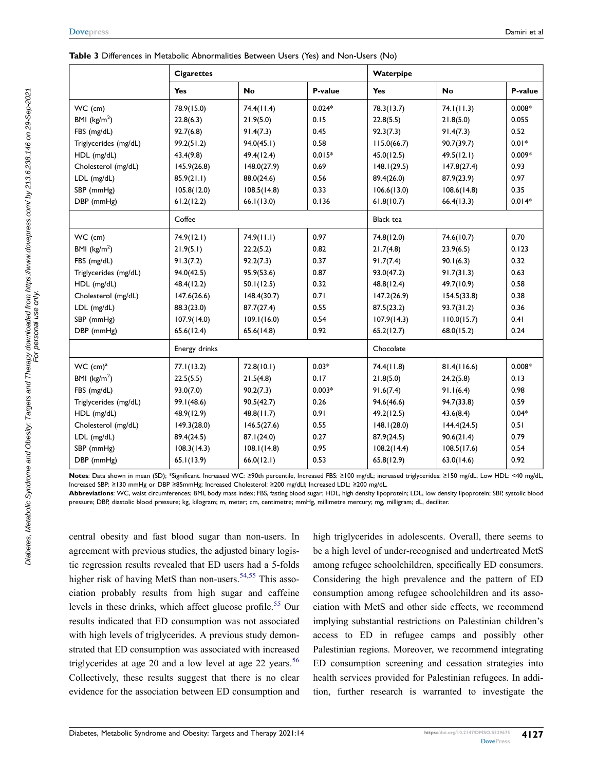**Table 3** Differences in Metabolic Abnormalities Between Users (Yes) and Non-Users (No)

| | **Cigarettes** | | | **Waterpipe** | | |
|---|---|---|---|---|---|---|
| | **Yes** | **No** | **P-value** | **Yes** | **No** | **P-value** |
| WC (cm) | 78.9(15.0) | 74.4(11.4) | 0.024* | 78.3(13.7) | 74.1(11.3) | 0.008* |
| BMI ($kg/m^2$) | 22.8(6.3) | 21.9(5.0) | 0.15 | 22.8(5.5) | 21.8(5.0) | 0.055 |
| FBS (mg/dL) | 92.7(6.8) | 91.4(7.3) | 0.45 | 92.3(7.3) | 91.4(7.3) | 0.52 |
| Triglycerides (mg/dL) | 99.2(51.2) | 94.0(45.1) | 0.58 | 115.0(66.7) | 90.7(39.7) | 0.01* |
| HDL (mg/dL) | 43.4(9.8) | 49.4(12.4) | 0.015* | 45.0(12.5) | 49.5(12.1) | 0.009* |
| Cholesterol (mg/dL) | 145.9(26.8) | 148.0(27.9) | 0.69 | 148.1(29.5) | 147.8(27.4) | 0.93 |
| LDL (mg/dL) | 85.9(21.1) | 88.0(24.6) | 0.56 | 89.4(26.0) | 87.9(23.9) | 0.97 |
| SBP (mmHg) | 105.8(12.0) | 108.5(14.8) | 0.33 | 106.6(13.0) | 108.6(14.8) | 0.35 |
| DBP (mmHg) | 61.2(12.2) | 66.1(13.0) | 0.136 | 61.8(10.7) | 66.4(13.3) | 0.014* |
| | Coffee | | | Black tea | | |
| WC (cm) | 74.9(12.1) | 74.9(11.1) | 0.97 | 74.8(12.0) | 74.6(10.7) | 0.70 |
| BMI ($kg/m^2$) | 21.9(5.1) | 22.2(5.2) | 0.82 | 21.7(4.8) | 23.9(6.5) | 0.123 |
| FBS (mg/dL) | 91.3(7.2) | 92.2(7.3) | 0.37 | 91.7(7.4) | 90.1(6.3) | 0.32 |
| Triglycerides (mg/dL) | 94.0(42.5) | 95.9(53.6) | 0.87 | 93.0(47.2) | 91.7(31.3) | 0.63 |
| HDL (mg/dL) | 48.4(12.2) | 50.1(12.5) | 0.32 | 48.8(12.4) | 49.7(10.9) | 0.58 |
| Cholesterol (mg/dL) | 147.6(26.6) | 148.4(30.7) | 0.71 | 147.2(26.9) | 154.5(33.8) | 0.38 |
| LDL (mg/dL) | 88.3(23.0) | 87.7(27.4) | 0.55 | 87.5(23.2) | 93.7(31.2) | 0.36 |
| SBP (mmHg) | 107.9(14.0) | 109.1(16.0) | 0.54 | 107.9(14.3) | 110.0(15.7) | 0.41 |
| DBP (mmHg) | 65.6(12.4) | 65.6(14.8) | 0.92 | 65.2(12.7) | 68.0(15.2) | 0.24 |
| | Energy drinks | | | Chocolate | | |
| WC (cm)[a] | 77.1(13.2) | 72.8(10.1) | 0.03* | 74.4(11.8) | 81.4(116.6) | 0.008* |
| BMI ($kg/m^2$) | 22.5(5.5) | 21.5(4.8) | 0.17 | 21.8(5.0) | 24.2(5.8) | 0.13 |
| FBS (mg/dL) | 93.0(7.0) | 90.2(7.3) | 0.003* | 91.6(7.4) | 91.1(6.4) | 0.98 |
| Triglycerides (mg/dL) | 99.1(48.6) | 90.5(42.7) | 0.26 | 94.6(46.6) | 94.7(33.8) | 0.59 |
| HDL (mg/dL) | 48.9(12.9) | 48.8(11.7) | 0.91 | 49.2(12.5) | 43.6(8.4) | 0.04* |
| Cholesterol (mg/dL) | 149.3(28.0) | 146.5(27.6) | 0.55 | 148.1(28.0) | 144.4(24.5) | 0.51 |
| LDL (mg/dL) | 89.4(24.5) | 87.1(24.0) | 0.27 | 87.9(24.5) | 90.6(21.4) | 0.79 |
| SBP (mmHg) | 108.3(14.3) | 108.1(14.8) | 0.95 | 108.2(14.4) | 108.5(17.6) | 0.54 |
| DBP (mmHg) | 65.1(13.9) | 66.0(12.1) | 0.53 | 65.8(12.9) | 63.0(14.6) | 0.92 |

**Notes**: Data shown in mean (SD); *Significant. Increased WC: ≥90th percentile, Increased FBS: ≥100 mg/dL; increased triglycerides: ≥150 mg/dL, Low HDL: <40 mg/dL, Increased SBP: ≥130 mmHg or DBP ≥85mmHg; Increased Cholesterol: ≥200 mg/dLl; Increased LDL: ≥200 mg/dL.
**Abbreviations**: WC, waist circumferences; BMI, body mass index; FBS, fasting blood sugar; HDL, high density lipoprotein; LDL, low density lipoprotein; SBP, systolic blood pressure; DBP, diastolic blood pressure; kg, kilogram; m, meter; cm, centimetre; mmHg, millimetre mercury; mg, milligram; dL, deciliter.

central obesity and fast blood sugar than non-users. In agreement with previous studies, the adjusted binary logistic regression results revealed that ED users had a 5-folds higher risk of having MetS than non-users.[54,55] This association probably results from high sugar and caffeine levels in these drinks, which affect glucose profile.[55] Our results indicated that ED consumption was not associated with high levels of triglycerides. A previous study demonstrated that ED consumption was associated with increased triglycerides at age 20 and a low level at age 22 years.[56] Collectively, these results suggest that there is no clear evidence for the association between ED consumption and high triglycerides in adolescents. Overall, there seems to be a high level of under-recognised and undertreated MetS among refugee schoolchildren, specifically ED consumers. Considering the high prevalence and the pattern of ED consumption among refugee schoolchildren and its association with MetS and other side effects, we recommend implying substantial restrictions on Palestinian children's access to ED in refugee camps and possibly other Palestinian regions. Moreover, we recommend integrating ED consumption screening and cessation strategies into health services provided for Palestinian refugees. In addition, further research is warranted to investigate the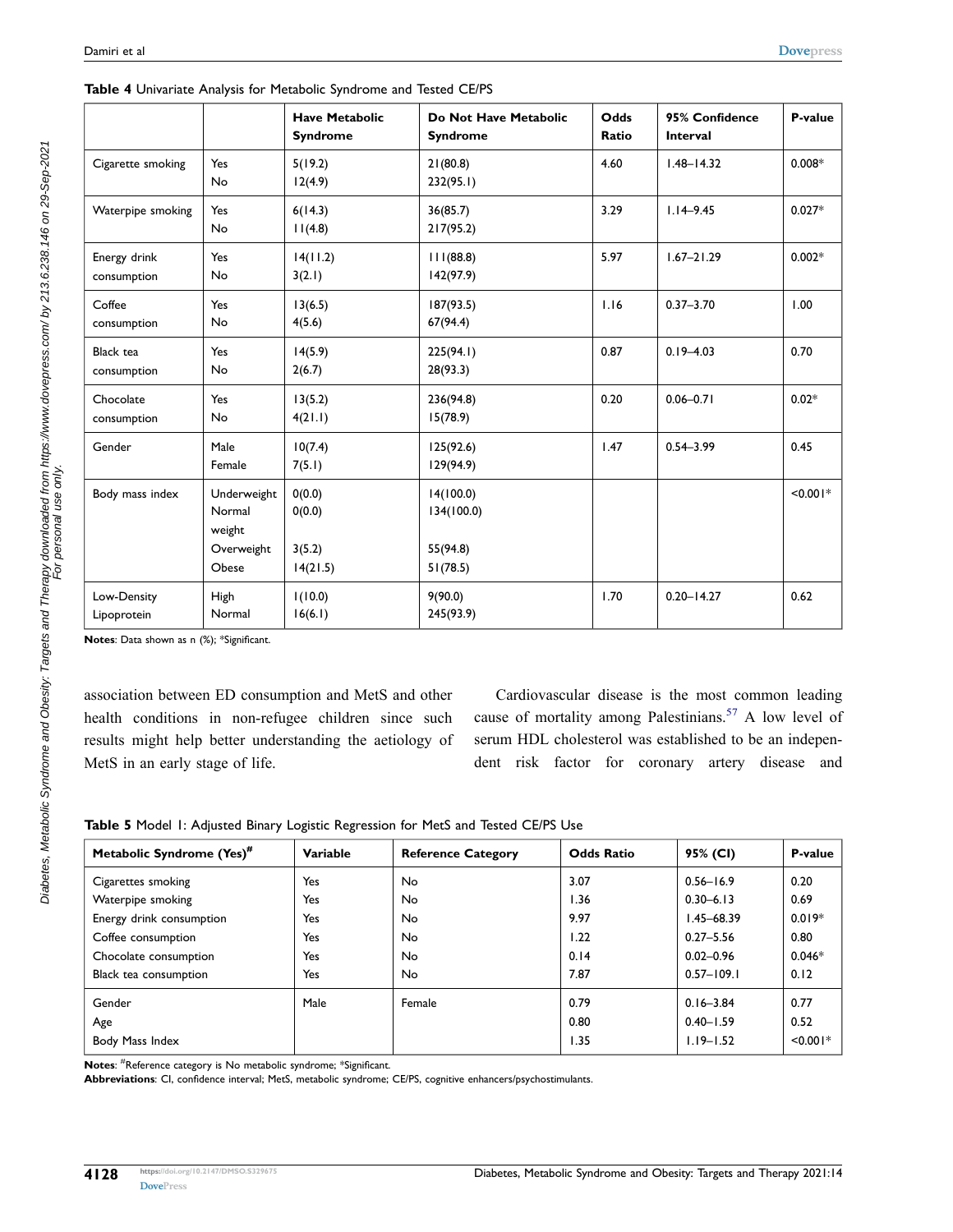**Table 4** Univariate Analysis for Metabolic Syndrome and Tested CE/PS

| | | Have Metabolic Syndrome | Do Not Have Metabolic Syndrome | Odds Ratio | 95% Confidence Interval | P-value |
|---|---|---|---|---|---|---|
| Cigarette smoking | Yes<br>No | 5(19.2)<br>12(4.9) | 21(80.8)<br>232(95.1) | 4.60 | 1.48–14.32 | 0.008* |
| Waterpipe smoking | Yes<br>No | 6(14.3)<br>11(4.8) | 36(85.7)<br>217(95.2) | 3.29 | 1.14–9.45 | 0.027* |
| Energy drink consumption | Yes<br>No | 14(11.2)<br>3(2.1) | 111(88.8)<br>142(97.9) | 5.97 | 1.67–21.29 | 0.002* |
| Coffee consumption | Yes<br>No | 13(6.5)<br>4(5.6) | 187(93.5)<br>67(94.4) | 1.16 | 0.37–3.70 | 1.00 |
| Black tea consumption | Yes<br>No | 14(5.9)<br>2(6.7) | 225(94.1)<br>28(93.3) | 0.87 | 0.19–4.03 | 0.70 |
| Chocolate consumption | Yes<br>No | 13(5.2)<br>4(21.1) | 236(94.8)<br>15(78.9) | 0.20 | 0.06–0.71 | 0.02* |
| Gender | Male<br>Female | 10(7.4)<br>7(5.1) | 125(92.6)<br>129(94.9) | 1.47 | 0.54–3.99 | 0.45 |
| Body mass index | Underweight<br>Normal weight<br>Overweight<br>Obese | 0(0.0)<br>0(0.0)<br>3(5.2)<br>14(21.5) | 14(100.0)<br>134(100.0)<br>55(94.8)<br>51(78.5) | | | <0.001* |
| Low-Density Lipoprotein | High<br>Normal | 1(10.0)<br>16(6.1) | 9(90.0)<br>245(93.9) | 1.70 | 0.20–14.27 | 0.62 |

**Notes**: Data shown as n (%); *Significant.

association between ED consumption and MetS and other health conditions in non-refugee children since such results might help better understanding the aetiology of MetS in an early stage of life.

Cardiovascular disease is the most common leading cause of mortality among Palestinians.[57] A low level of serum HDL cholesterol was established to be an independent risk factor for coronary artery disease and

**Table 5** Model 1: Adjusted Binary Logistic Regression for MetS and Tested CE/PS Use

| Metabolic Syndrome (Yes)# | Variable | Reference Category | Odds Ratio | 95% (CI) | P-value |
|---|---|---|---|---|---|
| Cigarettes smoking | Yes | No | 3.07 | 0.56–16.9 | 0.20 |
| Waterpipe smoking | Yes | No | 1.36 | 0.30–6.13 | 0.69 |
| Energy drink consumption | Yes | No | 9.97 | 1.45–68.39 | 0.019* |
| Coffee consumption | Yes | No | 1.22 | 0.27–5.56 | 0.80 |
| Chocolate consumption | Yes | No | 0.14 | 0.02–0.96 | 0.046* |
| Black tea consumption | Yes | No | 7.87 | 0.57–109.1 | 0.12 |
| Gender | Male | Female | 0.79 | 0.16–3.84 | 0.77 |
| Age | | | 0.80 | 0.40–1.59 | 0.52 |
| Body Mass Index | | | 1.35 | 1.19–1.52 | <0.001* |

**Notes**: #Reference category is No metabolic syndrome; *Significant.

**Abbreviations**: CI, confidence interval; MetS, metabolic syndrome; CE/PS, cognitive enhancers/psychostimulants.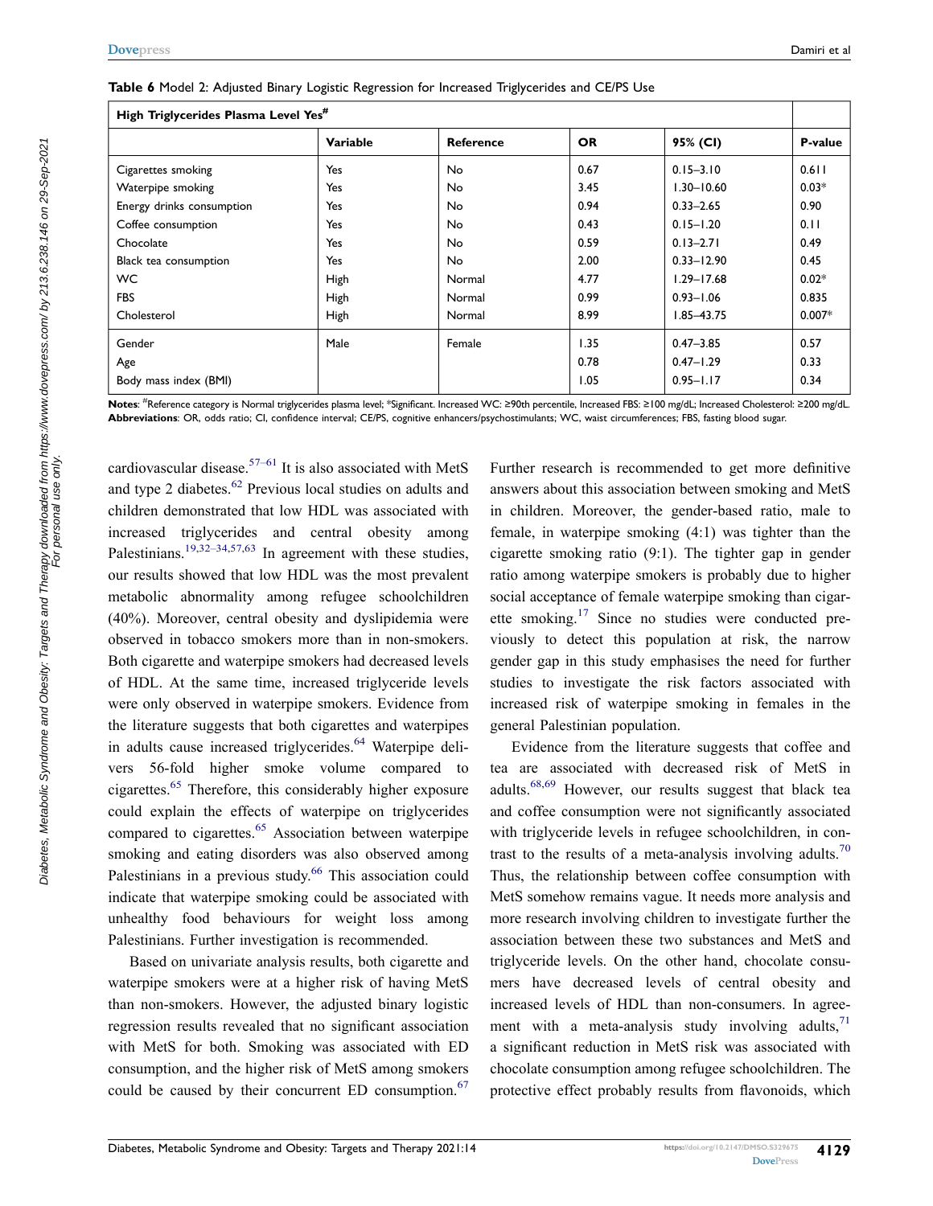**Table 6** Model 2: Adjusted Binary Logistic Regression for Increased Triglycerides and CE/PS Use

| High Triglycerides Plasma Level Yes# | | | | | |
|---|---|---|---|---|---|
| | **Variable** | **Reference** | **OR** | **95% (CI)** | **P-value** |
| Cigarettes smoking | Yes | No | 0.67 | 0.15–3.10 | 0.611 |
| Waterpipe smoking | Yes | No | 3.45 | 1.30–10.60 | 0.03* |
| Energy drinks consumption | Yes | No | 0.94 | 0.33–2.65 | 0.90 |
| Coffee consumption | Yes | No | 0.43 | 0.15–1.20 | 0.11 |
| Chocolate | Yes | No | 0.59 | 0.13–2.71 | 0.49 |
| Black tea consumption | Yes | No | 2.00 | 0.33–12.90 | 0.45 |
| WC | High | Normal | 4.77 | 1.29–17.68 | 0.02* |
| FBS | High | Normal | 0.99 | 0.93–1.06 | 0.835 |
| Cholesterol | High | Normal | 8.99 | 1.85–43.75 | 0.007* |
| Gender | Male | Female | 1.35 | 0.47–3.85 | 0.57 |
| Age | | | 0.78 | 0.47–1.29 | 0.33 |
| Body mass index (BMI) | | | 1.05 | 0.95–1.17 | 0.34 |

**Notes**: #Reference category is Normal triglycerides plasma level; *Significant. Increased WC: ≥90th percentile, Increased FBS: ≥100 mg/dL; Increased Cholesterol: ≥200 mg/dL.
**Abbreviations**: OR, odds ratio; CI, confidence interval; CE/PS, cognitive enhancers/psychostimulants; WC, waist circumferences; FBS, fasting blood sugar.

cardiovascular disease.[57–61] It is also associated with MetS and type 2 diabetes.[62] Previous local studies on adults and children demonstrated that low HDL was associated with increased triglycerides and central obesity among Palestinians.[19,32–34,57,63] In agreement with these studies, our results showed that low HDL was the most prevalent metabolic abnormality among refugee schoolchildren (40%). Moreover, central obesity and dyslipidemia were observed in tobacco smokers more than in non-smokers. Both cigarette and waterpipe smokers had decreased levels of HDL. At the same time, increased triglyceride levels were only observed in waterpipe smokers. Evidence from the literature suggests that both cigarettes and waterpipes in adults cause increased triglycerides.[64] Waterpipe delivers 56-fold higher smoke volume compared to cigarettes.[65] Therefore, this considerably higher exposure could explain the effects of waterpipe on triglycerides compared to cigarettes.[65] Association between waterpipe smoking and eating disorders was also observed among Palestinians in a previous study.[66] This association could indicate that waterpipe smoking could be associated with unhealthy food behaviours for weight loss among Palestinians. Further investigation is recommended.

Based on univariate analysis results, both cigarette and waterpipe smokers were at a higher risk of having MetS than non-smokers. However, the adjusted binary logistic regression results revealed that no significant association with MetS for both. Smoking was associated with ED consumption, and the higher risk of MetS among smokers could be caused by their concurrent ED consumption.[67] Further research is recommended to get more definitive answers about this association between smoking and MetS in children. Moreover, the gender-based ratio, male to female, in waterpipe smoking (4:1) was tighter than the cigarette smoking ratio (9:1). The tighter gap in gender ratio among waterpipe smokers is probably due to higher social acceptance of female waterpipe smoking than cigarette smoking.[17] Since no studies were conducted previously to detect this population at risk, the narrow gender gap in this study emphasises the need for further studies to investigate the risk factors associated with increased risk of waterpipe smoking in females in the general Palestinian population.

Evidence from the literature suggests that coffee and tea are associated with decreased risk of MetS in adults.[68,69] However, our results suggest that black tea and coffee consumption were not significantly associated with triglyceride levels in refugee schoolchildren, in contrast to the results of a meta-analysis involving adults.[70] Thus, the relationship between coffee consumption with MetS somehow remains vague. It needs more analysis and more research involving children to investigate further the association between these two substances and MetS and triglyceride levels. On the other hand, chocolate consumers have decreased levels of central obesity and increased levels of HDL than non-consumers. In agreement with a meta-analysis study involving adults,[71] a significant reduction in MetS risk was associated with chocolate consumption among refugee schoolchildren. The protective effect probably results from flavonoids, which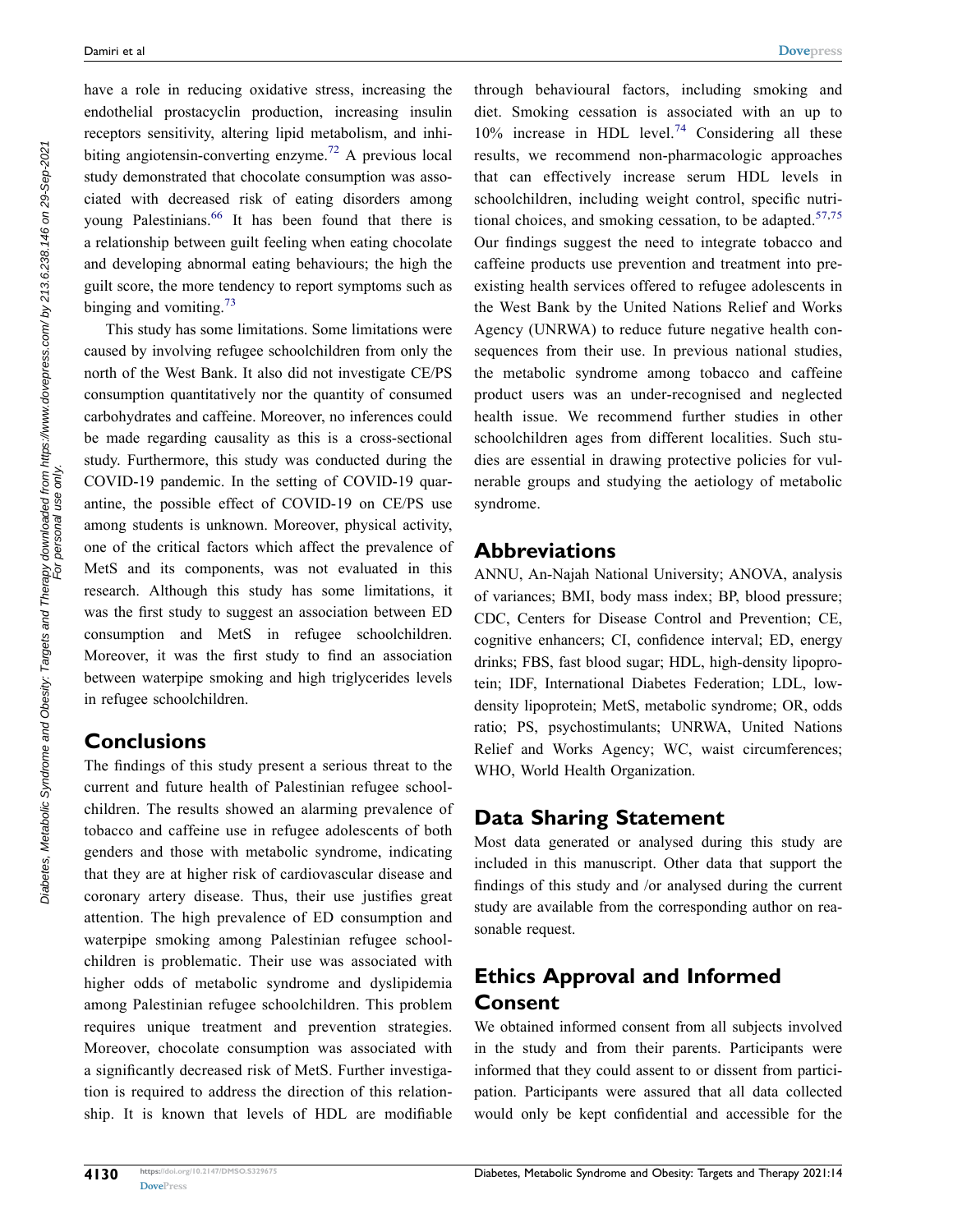have a role in reducing oxidative stress, increasing the endothelial prostacyclin production, increasing insulin receptors sensitivity, altering lipid metabolism, and inhibiting angiotensin-converting enzyme.[72] A previous local study demonstrated that chocolate consumption was associated with decreased risk of eating disorders among young Palestinians.[66] It has been found that there is a relationship between guilt feeling when eating chocolate and developing abnormal eating behaviours; the high the guilt score, the more tendency to report symptoms such as binging and vomiting.[73]

This study has some limitations. Some limitations were caused by involving refugee schoolchildren from only the north of the West Bank. It also did not investigate CE/PS consumption quantitatively nor the quantity of consumed carbohydrates and caffeine. Moreover, no inferences could be made regarding causality as this is a cross-sectional study. Furthermore, this study was conducted during the COVID-19 pandemic. In the setting of COVID-19 quarantine, the possible effect of COVID-19 on CE/PS use among students is unknown. Moreover, physical activity, one of the critical factors which affect the prevalence of MetS and its components, was not evaluated in this research. Although this study has some limitations, it was the first study to suggest an association between ED consumption and MetS in refugee schoolchildren. Moreover, it was the first study to find an association between waterpipe smoking and high triglycerides levels in refugee schoolchildren.

## Conclusions

The findings of this study present a serious threat to the current and future health of Palestinian refugee schoolchildren. The results showed an alarming prevalence of tobacco and caffeine use in refugee adolescents of both genders and those with metabolic syndrome, indicating that they are at higher risk of cardiovascular disease and coronary artery disease. Thus, their use justifies great attention. The high prevalence of ED consumption and waterpipe smoking among Palestinian refugee schoolchildren is problematic. Their use was associated with higher odds of metabolic syndrome and dyslipidemia among Palestinian refugee schoolchildren. This problem requires unique treatment and prevention strategies. Moreover, chocolate consumption was associated with a significantly decreased risk of MetS. Further investigation is required to address the direction of this relationship. It is known that levels of HDL are modifiable through behavioural factors, including smoking and diet. Smoking cessation is associated with an up to 10% increase in HDL level.[74] Considering all these results, we recommend non-pharmacologic approaches that can effectively increase serum HDL levels in schoolchildren, including weight control, specific nutritional choices, and smoking cessation, to be adapted.[57,75] Our findings suggest the need to integrate tobacco and caffeine products use prevention and treatment into preexisting health services offered to refugee adolescents in the West Bank by the United Nations Relief and Works Agency (UNRWA) to reduce future negative health consequences from their use. In previous national studies, the metabolic syndrome among tobacco and caffeine product users was an under-recognised and neglected health issue. We recommend further studies in other schoolchildren ages from different localities. Such studies are essential in drawing protective policies for vulnerable groups and studying the aetiology of metabolic syndrome.

## Abbreviations

ANNU, An-Najah National University; ANOVA, analysis of variances; BMI, body mass index; BP, blood pressure; CDC, Centers for Disease Control and Prevention; CE, cognitive enhancers; CI, confidence interval; ED, energy drinks; FBS, fast blood sugar; HDL, high-density lipoprotein; IDF, International Diabetes Federation; LDL, low-density lipoprotein; MetS, metabolic syndrome; OR, odds ratio; PS, psychostimulants; UNRWA, United Nations Relief and Works Agency; WC, waist circumferences; WHO, World Health Organization.

## Data Sharing Statement

Most data generated or analysed during this study are included in this manuscript. Other data that support the findings of this study and /or analysed during the current study are available from the corresponding author on reasonable request.

## Ethics Approval and Informed Consent

We obtained informed consent from all subjects involved in the study and from their parents. Participants were informed that they could assent to or dissent from participation. Participants were assured that all data collected would only be kept confidential and accessible for the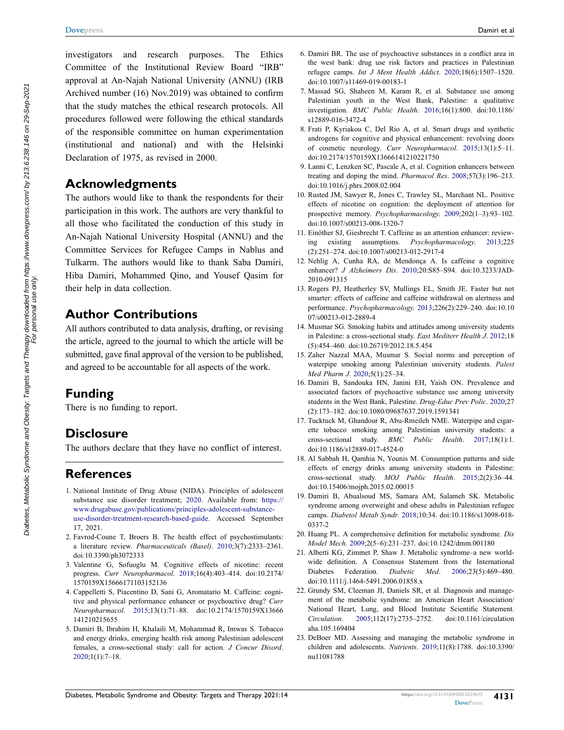investigators and research purposes. The Ethics Committee of the Institutional Review Board "IRB" approval at An-Najah National University (ANNU) (IRB Archived number (16) Nov.2019) was obtained to confirm that the study matches the ethical research protocols. All procedures followed were following the ethical standards of the responsible committee on human experimentation (institutional and national) and with the Helsinki Declaration of 1975, as revised in 2000.

## Acknowledgments

The authors would like to thank the respondents for their participation in this work. The authors are very thankful to all those who facilitated the conduction of this study in An-Najah National University Hospital (ANNU) and the Committee Services for Refugee Camps in Nablus and Tulkarm. The authors would like to thank Saba Damiri, Hiba Damiri, Mohammed Qino, and Yousef Qasim for their help in data collection.

## Author Contributions

All authors contributed to data analysis, drafting, or revising the article, agreed to the journal to which the article will be submitted, gave final approval of the version to be published, and agreed to be accountable for all aspects of the work.

## Funding

There is no funding to report.

## Disclosure

The authors declare that they have no conflict of interest.

## References

1. National Institute of Drug Abuse (NIDA). Principles of adolescent substance use disorder treatment; 2020. Available from: https://www.drugabuse.gov/publications/principles-adolescent-substance-use-disorder-treatment-research-based-guide. Accessed September 17, 2021.
2. Favrod-Coune T, Broers B. The health effect of psychostimulants: a literature review. *Pharmaceuticals (Basel)*. 2010;3(7):2333–2361. doi:10.3390/ph3072333
3. Valentine G, Sofuoglu M. Cognitive effects of nicotine: recent progress. *Curr Neuropharmacol*. 2018;16(4):403–414. doi:10.2174/1570159X15666171103152136
4. Cappelletti S, Piacentino D, Sani G, Aromatario M. Caffeine: cognitive and physical performance enhancer or psychoactive drug? *Curr Neuropharmacol*. 2015;13(1):71–88. doi:10.2174/1570159X13666141210215655
5. Damiri B, Ibrahim H, Khalaili M, Mohammad R, Imwas S. Tobacco and energy drinks, emerging health risk among Palestinian adolescent females, a cross-sectional study: call for action. *J Concur Disord*. 2020;1(1):7–18.
6. Damiri BR. The use of psychoactive substances in a conflict area in the west bank: drug use risk factors and practices in Palestinian refugee camps. *Int J Ment Health Addict*. 2020;18(6):1507–1520. doi:10.1007/s11469-019-00183-1
7. Massad SG, Shaheen M, Karam R, et al. Substance use among Palestinian youth in the West Bank, Palestine: a qualitative investigation. *BMC Public Health*. 2016;16(1):800. doi:10.1186/s12889-016-3472-4
8. Frati P, Kyriakou C, Del Rio A, et al. Smart drugs and synthetic androgens for cognitive and physical enhancement: revolving doors of cosmetic neurology. *Curr Neuropharmacol*. 2015;13(1):5–11. doi:10.2174/1570159X13666141210221750
9. Lanni C, Lenzken SC, Pascale A, et al. Cognition enhancers between treating and doping the mind. *Pharmacol Res*. 2008;57(3):196–213. doi:10.1016/j.phrs.2008.02.004
10. Rusted JM, Sawyer R, Jones C, Trawley SL, Marchant NL. Positive effects of nicotine on cognition: the deployment of attention for prospective memory. *Psychopharmacology*. 2009;202(1–3):93–102. doi:10.1007/s00213-008-1320-7
11. Einöther SJ, Giesbrecht T. Caffeine as an attention enhancer: reviewing existing assumptions. *Psychopharmacology*. 2013;225(2):251–274. doi:10.1007/s00213-012-2917-4
12. Nehlig A, Cunha RA, de Mendonça A. Is caffeine a cognitive enhancer? *J Alzheimers Dis*. 2010;20:S85–S94. doi:10.3233/JAD-2010-091315
13. Rogers PJ, Heatherley SV, Mullings EL, Smith JE. Faster but not smarter: effects of caffeine and caffeine withdrawal on alertness and performance. *Psychopharmacology*. 2013;226(2):229–240. doi:10.1007/s00213-012-2889-4
14. Musmar SG. Smoking habits and attitudes among university students in Palestine: a cross-sectional study. *East Mediterr Health J*. 2012;18(5):454–460. doi:10.26719/2012.18.5.454
15. Zaher Nazzal MAA, Musmar S. Social norms and perception of waterpipe smoking among Palestinian university students. *Palest Med Pharm J*. 2020;5(1):25–34.
16. Damiri B, Sandouka HN, Janini EH, Yaish ON. Prevalence and associated factors of psychoactive substance use among university students in the West Bank, Palestine. *Drug-Educ Prev Polic*. 2020;27(2):173–182. doi:10.1080/09687637.2019.1591341
17. Tucktuck M, Ghandour R, Abu-Rmeileh NME. Waterpipe and cigarette tobacco smoking among Palestinian university students: a cross-sectional study. *BMC Public Health*. 2017;18(1):1. doi:10.1186/s12889-017-4524-0
18. Al Sabbah H, Qamhia N, Younis M. Consumption patterns and side effects of energy drinks among university students in Palestine: cross-sectional study. *MOJ Public Health*. 2015;2(2):36–44. doi:10.15406/mojph.2015.02.00015
19. Damiri B, Abualsoud MS, Samara AM, Salameh SK. Metabolic syndrome among overweight and obese adults in Palestinian refugee camps. *Diabetol Metab Syndr*. 2018;10:34. doi:10.1186/s13098-018-0337-2
20. Huang PL. A comprehensive definition for metabolic syndrome. *Dis Model Mech*. 2009;2(5–6):231–237. doi:10.1242/dmm.001180
21. Alberti KG, Zimmet P, Shaw J. Metabolic syndrome–a new worldwide definition. A Consensus Statement from the International Diabetes Federation. *Diabetic Med*. 2006;23(5):469–480. doi:10.1111/j.1464-5491.2006.01858.x
22. Grundy SM, Cleeman JI, Daniels SR, et al. Diagnosis and management of the metabolic syndrome: an American Heart Association/National Heart, Lung, and Blood Institute Scientific Statement. *Circulation*. 2005;112(17):2735–2752. doi:10.1161/circulationaha.105.169404
23. DeBoer MD. Assessing and managing the metabolic syndrome in children and adolescents. *Nutrients*. 2019;11(8):1788. doi:10.3390/nu11081788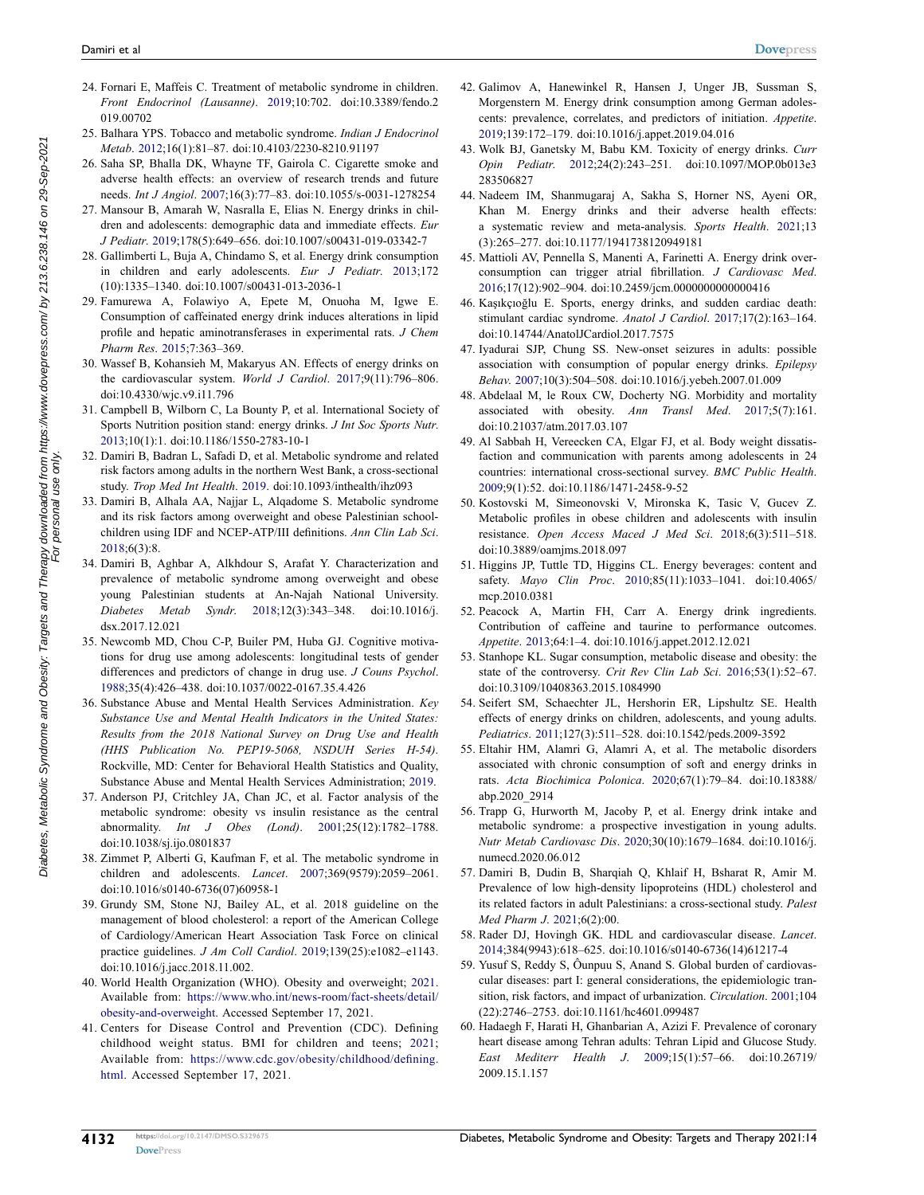24. Fornari E, Maffeis C. Treatment of metabolic syndrome in children. *Front Endocrinol (Lausanne)*. 2019;10:702. doi:10.3389/fendo.2019.00702
25. Balhara YPS. Tobacco and metabolic syndrome. *Indian J Endocrinol Metab*. 2012;16(1):81–87. doi:10.4103/2230-8210.91197
26. Saha SP, Bhalla DK, Whayne TF, Gairola C. Cigarette smoke and adverse health effects: an overview of research trends and future needs. *Int J Angiol*. 2007;16(3):77–83. doi:10.1055/s-0031-1278254
27. Mansour B, Amarah W, Nasralla E, Elias N. Energy drinks in children and adolescents: demographic data and immediate effects. *Eur J Pediatr*. 2019;178(5):649–656. doi:10.1007/s00431-019-03342-7
28. Gallimberti L, Buja A, Chindamo S, et al. Energy drink consumption in children and early adolescents. *Eur J Pediatr*. 2013;172(10):1335–1340. doi:10.1007/s00431-013-2036-1
29. Famurewa A, Folawiyo A, Epete M, Onuoha M, Igwe E. Consumption of caffeinated energy drink induces alterations in lipid profile and hepatic aminotransferases in experimental rats. *J Chem Pharm Res*. 2015;7:363–369.
30. Wassef B, Kohansieh M, Makaryus AN. Effects of energy drinks on the cardiovascular system. *World J Cardiol*. 2017;9(11):796–806. doi:10.4330/wjc.v9.i11.796
31. Campbell B, Wilborn C, La Bounty P, et al. International Society of Sports Nutrition position stand: energy drinks. *J Int Soc Sports Nutr*. 2013;10(1):1. doi:10.1186/1550-2783-10-1
32. Damiri B, Badran L, Safadi D, et al. Metabolic syndrome and related risk factors among adults in the northern West Bank, a cross-sectional study. *Trop Med Int Health*. 2019. doi:10.1093/inthealth/ihz093
33. Damiri B, Alhala AA, Najjar L, Alqadome S. Metabolic syndrome and its risk factors among overweight and obese Palestinian schoolchildren using IDF and NCEP-ATP/III definitions. *Ann Clin Lab Sci*. 2018;6(3):8.
34. Damiri B, Aghbar A, Alkhdour S, Arafat Y. Characterization and prevalence of metabolic syndrome among overweight and obese young Palestinian students at An-Najah National University. *Diabetes Metab Syndr*. 2018;12(3):343–348. doi:10.1016/j.dsx.2017.12.021
35. Newcomb MD, Chou C-P, Builer PM, Huba GJ. Cognitive motivations for drug use among adolescents: longitudinal tests of gender differences and predictors of change in drug use. *J Couns Psychol*. 1988;35(4):426–438. doi:10.1037/0022-0167.35.4.426
36. Substance Abuse and Mental Health Services Administration. *Key Substance Use and Mental Health Indicators in the United States: Results from the 2018 National Survey on Drug Use and Health (HHS Publication No. PEP19-5068, NSDUH Series H-54)*. Rockville, MD: Center for Behavioral Health Statistics and Quality, Substance Abuse and Mental Health Services Administration; 2019.
37. Anderson PJ, Critchley JA, Chan JC, et al. Factor analysis of the metabolic syndrome: obesity vs insulin resistance as the central abnormality. *Int J Obes (Lond)*. 2001;25(12):1782–1788. doi:10.1038/sj.ijo.0801837
38. Zimmet P, Alberti G, Kaufman F, et al. The metabolic syndrome in children and adolescents. *Lancet*. 2007;369(9579):2059–2061. doi:10.1016/s0140-6736(07)60958-1
39. Grundy SM, Stone NJ, Bailey AL, et al. 2018 guideline on the management of blood cholesterol: a report of the American College of Cardiology/American Heart Association Task Force on clinical practice guidelines. *J Am Coll Cardiol*. 2019;139(25):e1082–e1143. doi:10.1016/j.jacc.2018.11.002.
40. World Health Organization (WHO). Obesity and overweight; 2021. Available from: https://www.who.int/news-room/fact-sheets/detail/obesity-and-overweight. Accessed September 17, 2021.
41. Centers for Disease Control and Prevention (CDC). Defining childhood weight status. BMI for children and teens; 2021; Available from: https://www.cdc.gov/obesity/childhood/defining.html. Accessed September 17, 2021.
42. Galimov A, Hanewinkel R, Hansen J, Unger JB, Sussman S, Morgenstern M. Energy drink consumption among German adolescents: prevalence, correlates, and predictors of initiation. *Appetite*. 2019;139:172–179. doi:10.1016/j.appet.2019.04.016
43. Wolk BJ, Ganetsky M, Babu KM. Toxicity of energy drinks. *Curr Opin Pediatr*. 2012;24(2):243–251. doi:10.1097/MOP.0b013e283506827
44. Nadeem IM, Shanmugaraj A, Sakha S, Horner NS, Ayeni OR, Khan M. Energy drinks and their adverse health effects: a systematic review and meta-analysis. *Sports Health*. 2021;13(3):265–277. doi:10.1177/1941738120949181
45. Mattioli AV, Pennella S, Manenti A, Farinetti A. Energy drink overconsumption can trigger atrial fibrillation. *J Cardiovasc Med*. 2016;17(12):902–904. doi:10.2459/jcm.0000000000000416
46. Kaşıkçıoğlu E. Sports, energy drinks, and sudden cardiac death: stimulant cardiac syndrome. *Anatol J Cardiol*. 2017;17(2):163–164. doi:10.14744/AnatolJCardiol.2017.7575
47. Iyadurai SJP, Chung SS. New-onset seizures in adults: possible association with consumption of popular energy drinks. *Epilepsy Behav*. 2007;10(3):504–508. doi:10.1016/j.yebeh.2007.01.009
48. Abdelaal M, le Roux CW, Docherty NG. Morbidity and mortality associated with obesity. *Ann Transl Med*. 2017;5(7):161. doi:10.21037/atm.2017.03.107
49. Al Sabbah H, Vereecken CA, Elgar FJ, et al. Body weight dissatisfaction and communication with parents among adolescents in 24 countries: international cross-sectional survey. *BMC Public Health*. 2009;9(1):52. doi:10.1186/1471-2458-9-52
50. Kostovski M, Simeonovski V, Mironska K, Tasic V, Gucev Z. Metabolic profiles in obese children and adolescents with insulin resistance. *Open Access Maced J Med Sci*. 2018;6(3):511–518. doi:10.3889/oamjms.2018.097
51. Higgins JP, Tuttle TD, Higgins CL. Energy beverages: content and safety. *Mayo Clin Proc*. 2010;85(11):1033–1041. doi:10.4065/mcp.2010.0381
52. Peacock A, Martin FH, Carr A. Energy drink ingredients. Contribution of caffeine and taurine to performance outcomes. *Appetite*. 2013;64:1–4. doi:10.1016/j.appet.2012.12.021
53. Stanhope KL. Sugar consumption, metabolic disease and obesity: the state of the controversy. *Crit Rev Clin Lab Sci*. 2016;53(1):52–67. doi:10.3109/10408363.2015.1084990
54. Seifert SM, Schaechter JL, Hershorin ER, Lipshultz SE. Health effects of energy drinks on children, adolescents, and young adults. *Pediatrics*. 2011;127(3):511–528. doi:10.1542/peds.2009-3592
55. Eltahir HM, Alamri G, Alamri A, et al. The metabolic disorders associated with chronic consumption of soft and energy drinks in rats. *Acta Biochimica Polonica*. 2020;67(1):79–84. doi:10.18388/abp.2020_2914
56. Trapp G, Hurworth M, Jacoby P, et al. Energy drink intake and metabolic syndrome: a prospective investigation in young adults. *Nutr Metab Cardiovasc Dis*. 2020;30(10):1679–1684. doi:10.1016/j.numecd.2020.06.012
57. Damiri B, Dudin B, Sharqiah Q, Khlaif H, Bsharat R, Amir M. Prevalence of low high-density lipoproteins (HDL) cholesterol and its related factors in adult Palestinians: a cross-sectional study. *Palest Med Pharm J*. 2021;6(2):00.
58. Rader DJ, Hovingh GK. HDL and cardiovascular disease. *Lancet*. 2014;384(9943):618–625. doi:10.1016/s0140-6736(14)61217-4
59. Yusuf S, Reddy S, Ôunpuu S, Anand S. Global burden of cardiovascular diseases: part I: general considerations, the epidemiologic transition, risk factors, and impact of urbanization. *Circulation*. 2001;104(22):2746–2753. doi:10.1161/hc4601.099487
60. Hadaegh F, Harati H, Ghanbarian A, Azizi F. Prevalence of coronary heart disease among Tehran adults: Tehran Lipid and Glucose Study. *East Mediterr Health J*. 2009;15(1):57–66. doi:10.26719/2009.15.1.157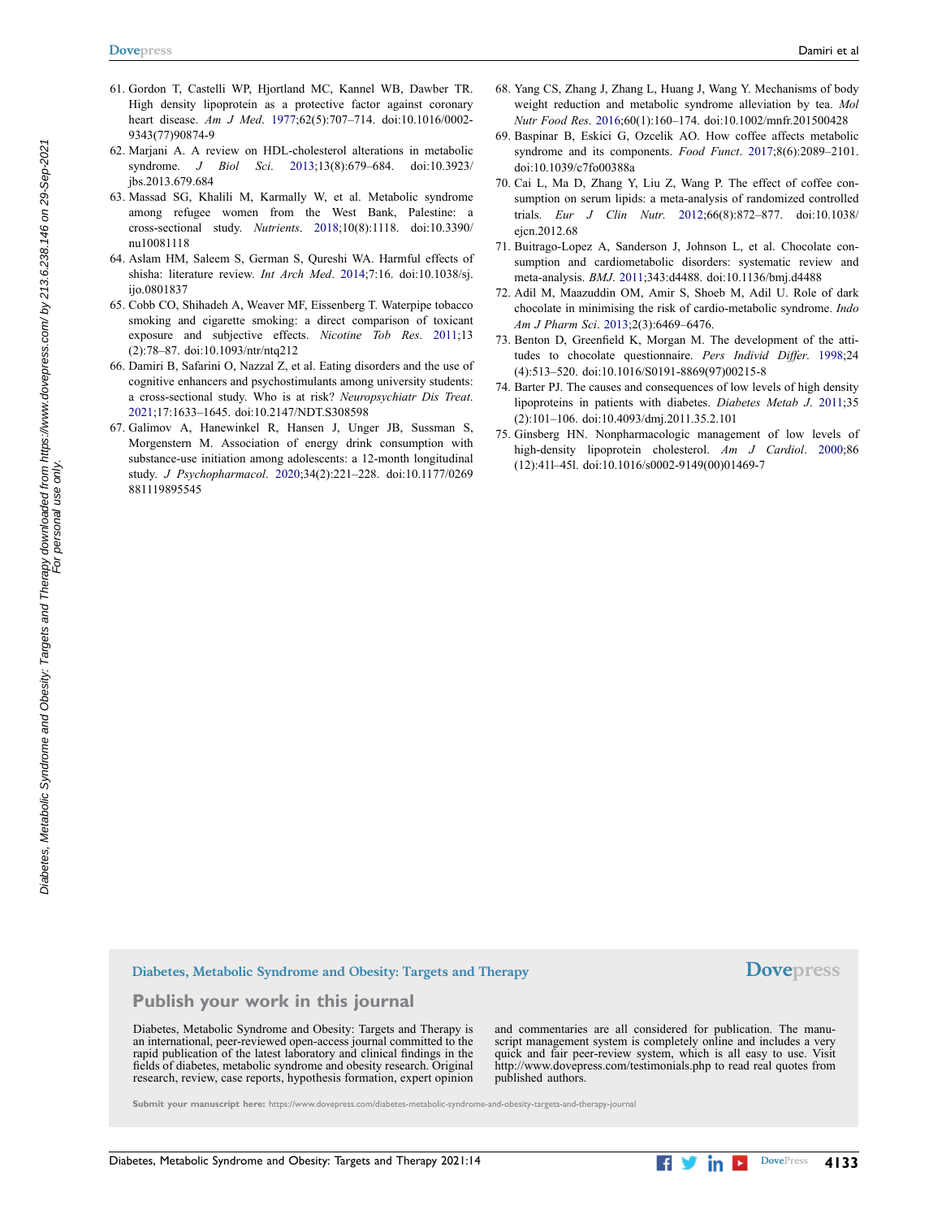61. Gordon T, Castelli WP, Hjortland MC, Kannel WB, Dawber TR. High density lipoprotein as a protective factor against coronary heart disease. *Am J Med*. 1977;62(5):707–714. doi:10.1016/0002-9343(77)90874-9
62. Marjani A. A review on HDL-cholesterol alterations in metabolic syndrome. *J Biol Sci*. 2013;13(8):679–684. doi:10.3923/jbs.2013.679.684
63. Massad SG, Khalili M, Karmally W, et al. Metabolic syndrome among refugee women from the West Bank, Palestine: a cross-sectional study. *Nutrients*. 2018;10(8):1118. doi:10.3390/nu10081118
64. Aslam HM, Saleem S, German S, Qureshi WA. Harmful effects of shisha: literature review. *Int Arch Med*. 2014;7:16. doi:10.1038/sj.ijo.0801837
65. Cobb CO, Shihadeh A, Weaver MF, Eissenberg T. Waterpipe tobacco smoking and cigarette smoking: a direct comparison of toxicant exposure and subjective effects. *Nicotine Tob Res*. 2011;13(2):78–87. doi:10.1093/ntr/ntq212
66. Damiri B, Safarini O, Nazzal Z, et al. Eating disorders and the use of cognitive enhancers and psychostimulants among university students: a cross-sectional study. Who is at risk? *Neuropsychiatr Dis Treat*. 2021;17:1633–1645. doi:10.2147/NDT.S308598
67. Galimov A, Hanewinkel R, Hansen J, Unger JB, Sussman S, Morgenstern M. Association of energy drink consumption with substance-use initiation among adolescents: a 12-month longitudinal study. *J Psychopharmacol*. 2020;34(2):221–228. doi:10.1177/0269881119895545
68. Yang CS, Zhang J, Zhang L, Huang J, Wang Y. Mechanisms of body weight reduction and metabolic syndrome alleviation by tea. *Mol Nutr Food Res*. 2016;60(1):160–174. doi:10.1002/mnfr.201500428
69. Baspinar B, Eskici G, Ozcelik AO. How coffee affects metabolic syndrome and its components. *Food Funct*. 2017;8(6):2089–2101. doi:10.1039/c7fo00388a
70. Cai L, Ma D, Zhang Y, Liu Z, Wang P. The effect of coffee consumption on serum lipids: a meta-analysis of randomized controlled trials. *Eur J Clin Nutr*. 2012;66(8):872–877. doi:10.1038/ejcn.2012.68
71. Buitrago-Lopez A, Sanderson J, Johnson L, et al. Chocolate consumption and cardiometabolic disorders: systematic review and meta-analysis. *BMJ*. 2011;343:d4488. doi:10.1136/bmj.d4488
72. Adil M, Maazuddin OM, Amir S, Shoeb M, Adil U. Role of dark chocolate in minimising the risk of cardio-metabolic syndrome. *Indo Am J Pharm Sci*. 2013;2(3):6469–6476.
73. Benton D, Greenfield K, Morgan M. The development of the attitudes to chocolate questionnaire. *Pers Individ Differ*. 1998;24(4):513–520. doi:10.1016/S0191-8869(97)00215-8
74. Barter PJ. The causes and consequences of low levels of high density lipoproteins in patients with diabetes. *Diabetes Metab J*. 2011;35(2):101–106. doi:10.4093/dmj.2011.35.2.101
75. Ginsberg HN. Nonpharmacologic management of low levels of high-density lipoprotein cholesterol. *Am J Cardiol*. 2000;86(12):41l–45l. doi:10.1016/s0002-9149(00)01469-7

**Diabetes, Metabolic Syndrome and Obesity: Targets and Therapy**

**Publish your work in this journal**

Diabetes, Metabolic Syndrome and Obesity: Targets and Therapy is an international, peer-reviewed open-access journal committed to the rapid publication of the latest laboratory and clinical findings in the fields of diabetes, metabolic syndrome and obesity research. Original research, review, case reports, hypothesis formation, expert opinion and commentaries are all considered for publication. The manuscript management system is completely online and includes a very quick and fair peer-review system, which is all easy to use. Visit http://www.dovepress.com/testimonials.php to read real quotes from published authors.

**Submit your manuscript here:** https://www.dovepress.com/diabetes-metabolic-syndrome-and-obesity-targets-and-therapy-journal